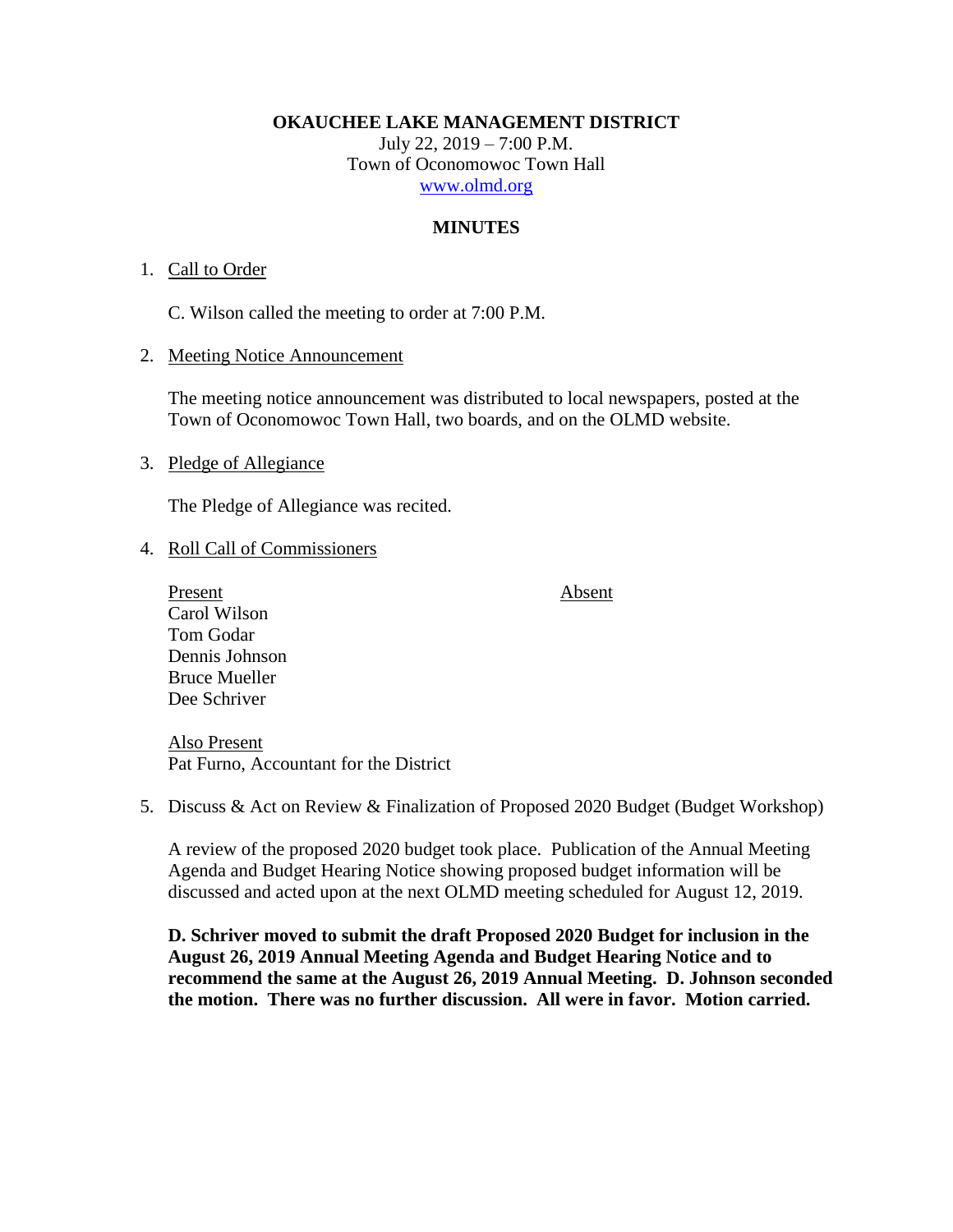**OKAUCHEE LAKE MANAGEMENT DISTRICT**

July 22, 2019 – 7:00 P.M.
Town of Oconomowoc Town Hall
www.olmd.org

**MINUTES**

1. Call to Order

   C. Wilson called the meeting to order at 7:00 P.M.

2. Meeting Notice Announcement

   The meeting notice announcement was distributed to local newspapers, posted at the Town of Oconomowoc Town Hall, two boards, and on the OLMD website.

3. Pledge of Allegiance

   The Pledge of Allegiance was recited.

4. Roll Call of Commissioners

| Present | Absent |
| --- | --- |
| Carol Wilson | |
| Tom Godar | |
| Dennis Johnson | |
| Bruce Mueller | |
| Dee Schriver | |

   Also Present
   Pat Furno, Accountant for the District

5. Discuss & Act on Review & Finalization of Proposed 2020 Budget (Budget Workshop)

   A review of the proposed 2020 budget took place. Publication of the Annual Meeting Agenda and Budget Hearing Notice showing proposed budget information will be discussed and acted upon at the next OLMD meeting scheduled for August 12, 2019.

   **D. Schriver moved to submit the draft Proposed 2020 Budget for inclusion in the August 26, 2019 Annual Meeting Agenda and Budget Hearing Notice and to recommend the same at the August 26, 2019 Annual Meeting. D. Johnson seconded the motion. There was no further discussion. All were in favor. Motion carried.**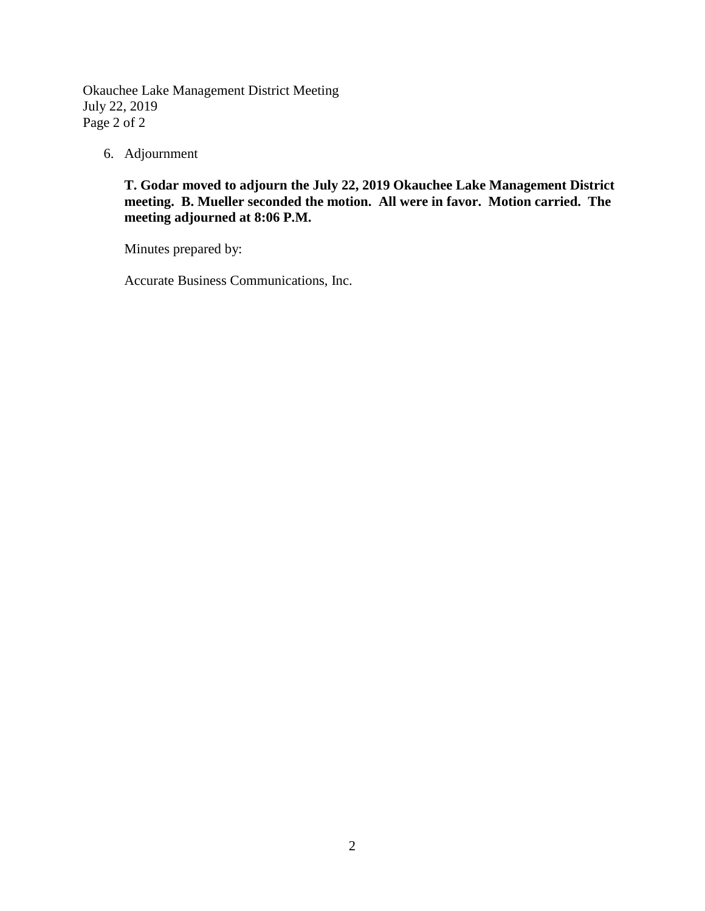6. Adjournment

   **T. Godar moved to adjourn the July 22, 2019 Okauchee Lake Management District meeting. B. Mueller seconded the motion. All were in favor. Motion carried. The meeting adjourned at 8:06 P.M.**

   Minutes prepared by:

   Accurate Business Communications, Inc.